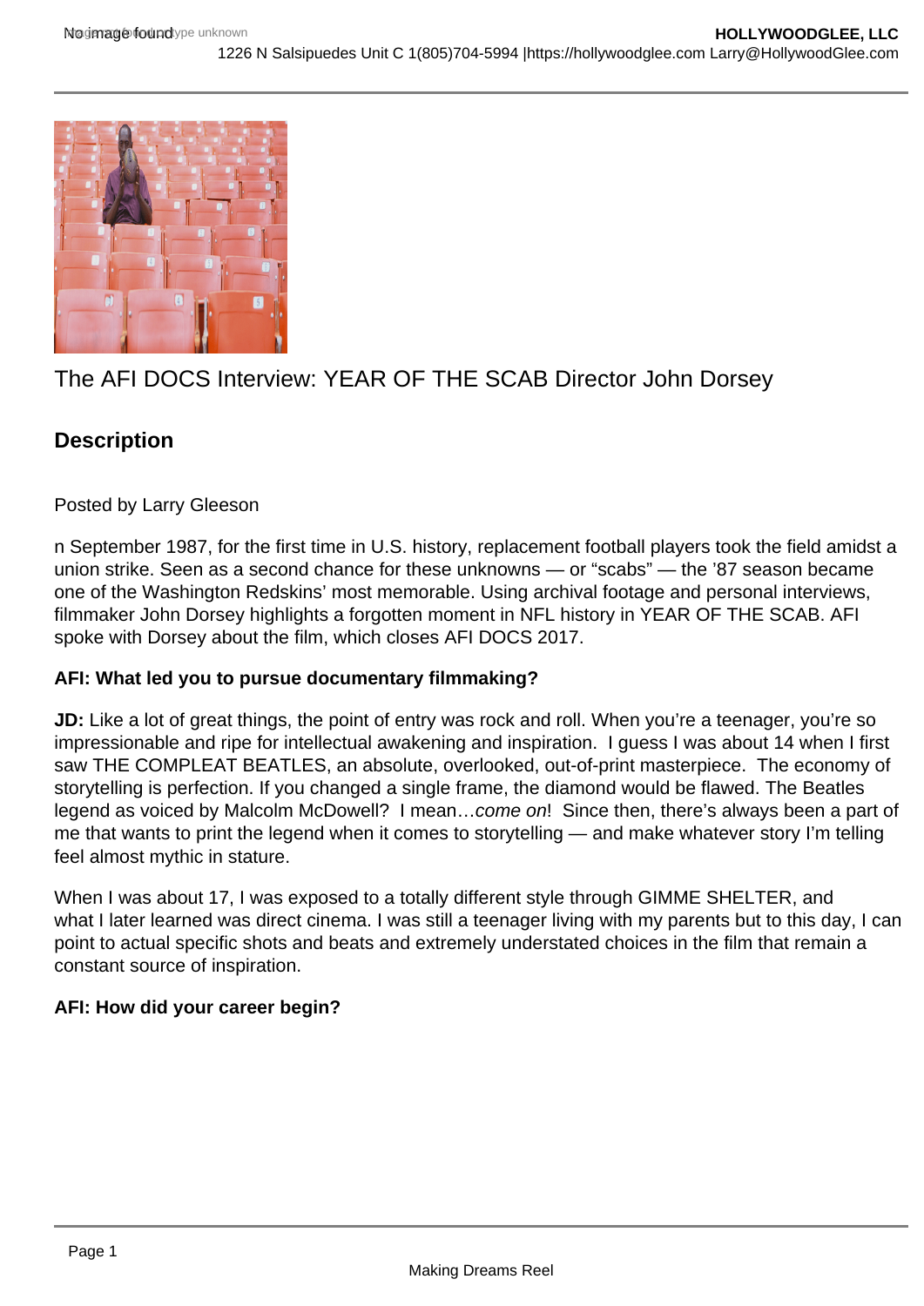# The AFI DOCS Interview: YEAR OF THE SCAB Director John Dorsey

## Description

Posted by Larry Gleeson

n September 1987, for the first time in U.S. history, replacement football players took the field amidst a union strike. Seen as a second chance for these unknowns — or "scabs" — the '87 season became one of the Washington Redskins' most memorable. Using archival footage and personal interviews, filmmaker John Dorsey highlights a forgotten moment in NFL history in YEAR OF THE SCAB. AFI spoke with Dorsey about the film, which closes AFI DOCS 2017.

**AFI: What led you to pursue documentary filmmaking?**

**JD:** Like a lot of great things, the point of entry was rock and roll. When you're a teenager, you're so impressionable and ripe for intellectual awakening and inspiration. I guess I was about 14 when I first saw THE COMPLEAT BEATLES, an absolute, overlooked, out-of-print masterpiece. The economy of storytelling is perfection. If you changed a single frame, the diamond would be flawed. The Beatles legend as voiced by Malcolm McDowell? I mean…*come on*! Since then, there's always been a part of me that wants to print the legend when it comes to storytelling — and make whatever story I'm telling feel almost mythic in stature.

When I was about 17, I was exposed to a totally different style through GIMME SHELTER, and what I later learned was direct cinema. I was still a teenager living with my parents but to this day, I can point to actual specific shots and beats and extremely understated choices in the film that remain a constant source of inspiration.

**AFI: How did your career begin?**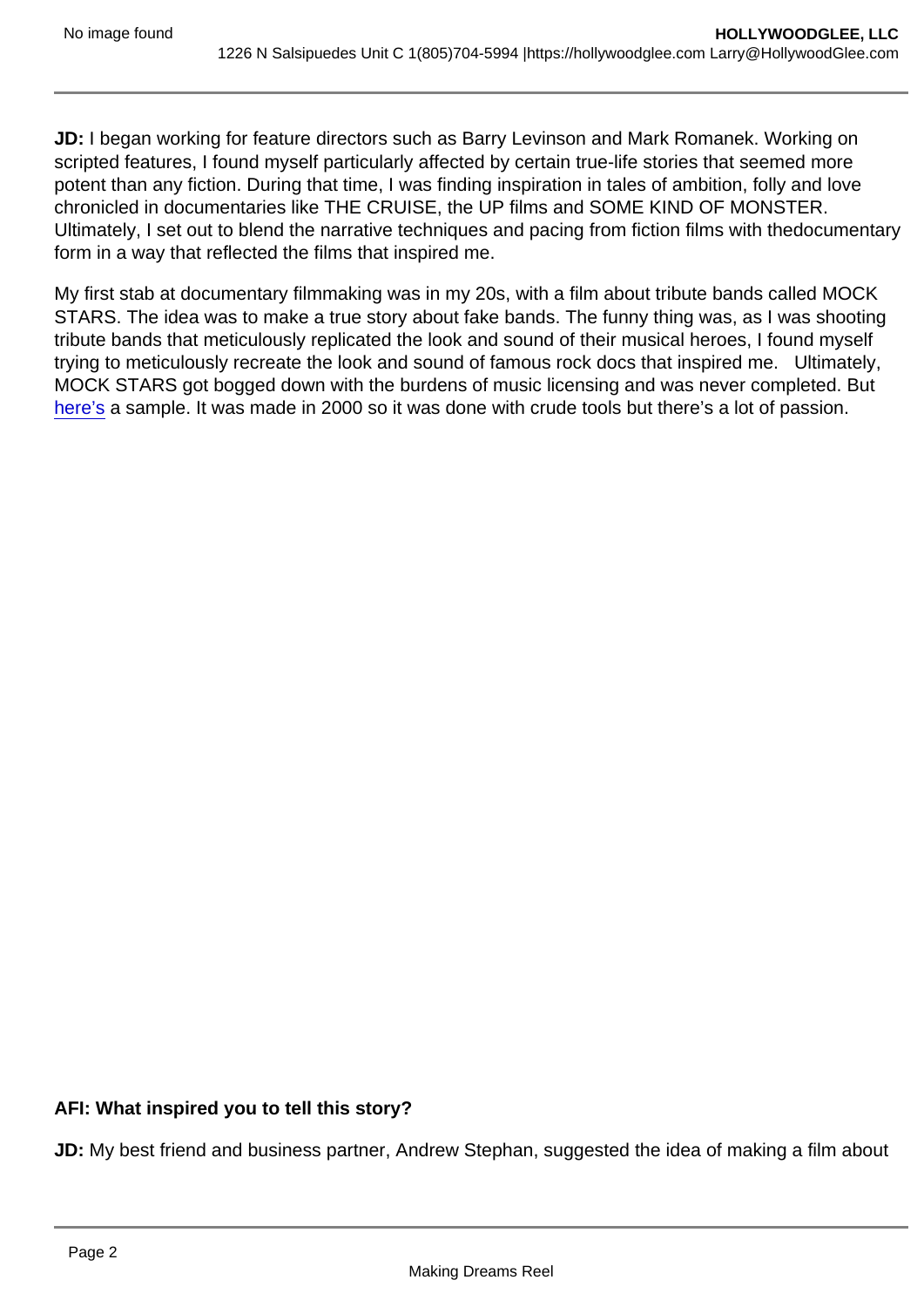**JD:** I began working for feature directors such as Barry Levinson and Mark Romanek. Working on scripted features, I found myself particularly affected by certain true-life stories that seemed more potent than any fiction. During that time, I was finding inspiration in tales of ambition, folly and love chronicled in documentaries like THE CRUISE, the UP films and SOME KIND OF MONSTER. Ultimately, I set out to blend the narrative techniques and pacing from fiction films with thedocumentary form in a way that reflected the films that inspired me.

My first stab at documentary filmmaking was in my 20s, with a film about tribute bands called MOCK STARS. The idea was to make a true story about fake bands. The funny thing was, as I was shooting tribute bands that meticulously replicated the look and sound of their musical heroes, I found myself trying to meticulously recreate the look and sound of famous rock docs that inspired me. Ultimately, MOCK STARS got bogged down with the burdens of music licensing and was never completed. But here's a sample. It was made in 2000 so it was done with crude tools but there's a lot of passion.

**AFI: What inspired you to tell this story?**

**JD:** My best friend and business partner, Andrew Stephan, suggested the idea of making a film about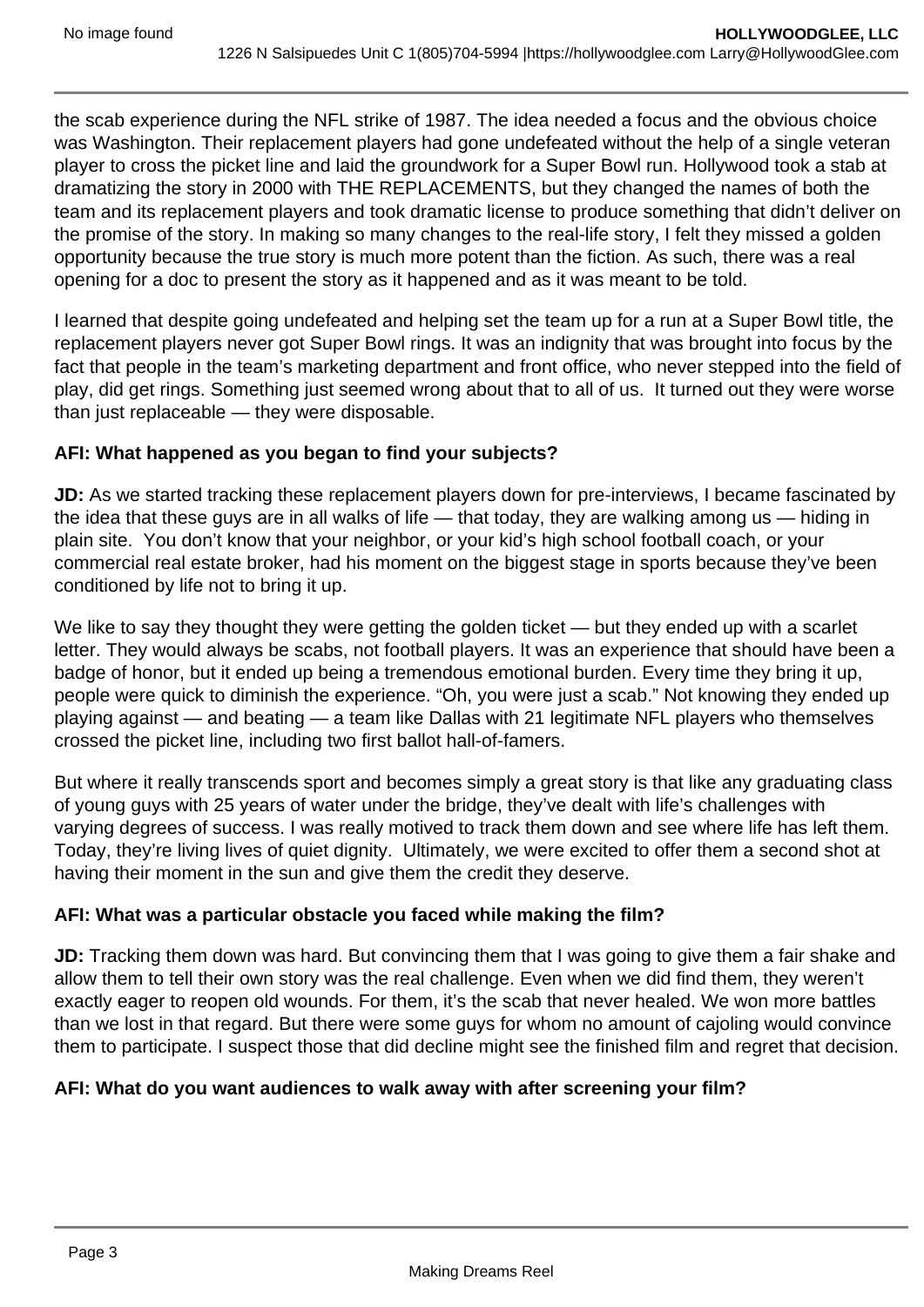the scab experience during the NFL strike of 1987. The idea needed a focus and the obvious choice was Washington. Their replacement players had gone undefeated without the help of a single veteran player to cross the picket line and laid the groundwork for a Super Bowl run. Hollywood took a stab at dramatizing the story in 2000 with THE REPLACEMENTS, but they changed the names of both the team and its replacement players and took dramatic license to produce something that didn't deliver on the promise of the story. In making so many changes to the real-life story, I felt they missed a golden opportunity because the true story is much more potent than the fiction. As such, there was a real opening for a doc to present the story as it happened and as it was meant to be told.

I learned that despite going undefeated and helping set the team up for a run at a Super Bowl title, the replacement players never got Super Bowl rings. It was an indignity that was brought into focus by the fact that people in the team's marketing department and front office, who never stepped into the field of play, did get rings. Something just seemed wrong about that to all of us. It turned out they were worse than just replaceable — they were disposable.

**AFI: What happened as you began to find your subjects?**

**JD:** As we started tracking these replacement players down for pre-interviews, I became fascinated by the idea that these guys are in all walks of life — that today, they are walking among us — hiding in plain site. You don't know that your neighbor, or your kid's high school football coach, or your commercial real estate broker, had his moment on the biggest stage in sports because they've been conditioned by life not to bring it up.

We like to say they thought they were getting the golden ticket — but they ended up with a scarlet letter. They would always be scabs, not football players. It was an experience that should have been a badge of honor, but it ended up being a tremendous emotional burden. Every time they bring it up, people were quick to diminish the experience. "Oh, you were just a scab." Not knowing they ended up playing against — and beating — a team like Dallas with 21 legitimate NFL players who themselves crossed the picket line, including two first ballot hall-of-famers.

But where it really transcends sport and becomes simply a great story is that like any graduating class of young guys with 25 years of water under the bridge, they've dealt with life's challenges with varying degrees of success. I was really motived to track them down and see where life has left them. Today, they're living lives of quiet dignity. Ultimately, we were excited to offer them a second shot at having their moment in the sun and give them the credit they deserve.

**AFI: What was a particular obstacle you faced while making the film?**

**JD:** Tracking them down was hard. But convincing them that I was going to give them a fair shake and allow them to tell their own story was the real challenge. Even when we did find them, they weren't exactly eager to reopen old wounds. For them, it's the scab that never healed. We won more battles than we lost in that regard. But there were some guys for whom no amount of cajoling would convince them to participate. I suspect those that did decline might see the finished film and regret that decision.

**AFI: What do you want audiences to walk away with after screening your film?**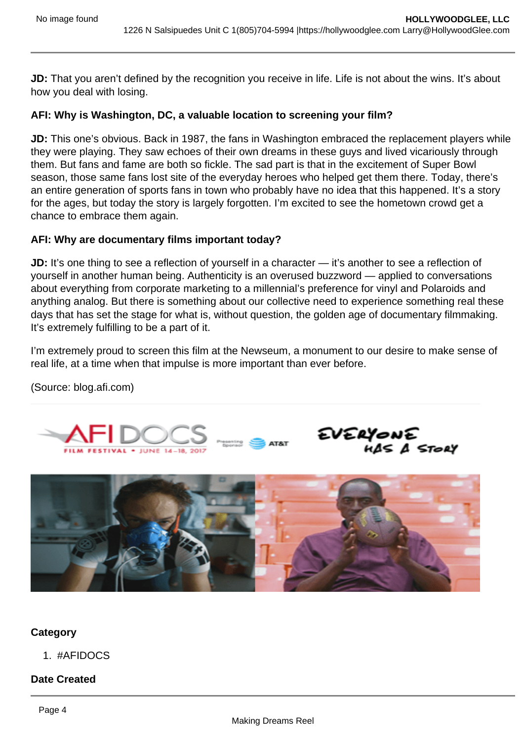**JD:** That you aren't defined by the recognition you receive in life. Life is not about the wins. It's about how you deal with losing.

**AFI: Why is Washington, DC, a valuable location to screening your film?**

**JD:** This one's obvious. Back in 1987, the fans in Washington embraced the replacement players while they were playing. They saw echoes of their own dreams in these guys and lived vicariously through them. But fans and fame are both so fickle. The sad part is that in the excitement of Super Bowl season, those same fans lost site of the everyday heroes who helped get them there. Today, there's an entire generation of sports fans in town who probably have no idea that this happened. It's a story for the ages, but today the story is largely forgotten. I'm excited to see the hometown crowd get a chance to embrace them again.

**AFI: Why are documentary films important today?**

**JD:** It's one thing to see a reflection of yourself in a character — it's another to see a reflection of yourself in another human being. Authenticity is an overused buzzword — applied to conversations about everything from corporate marketing to a millennial's preference for vinyl and Polaroids and anything analog. But there is something about our collective need to experience something real these days that has set the stage for what is, without question, the golden age of documentary filmmaking. It's extremely fulfilling to be a part of it.

I'm extremely proud to screen this film at the Newseum, a monument to our desire to make sense of real life, at a time when that impulse is more important than ever before.

(Source: blog.afi.com)

**Category**

1. #AFIDOCS

**Date Created**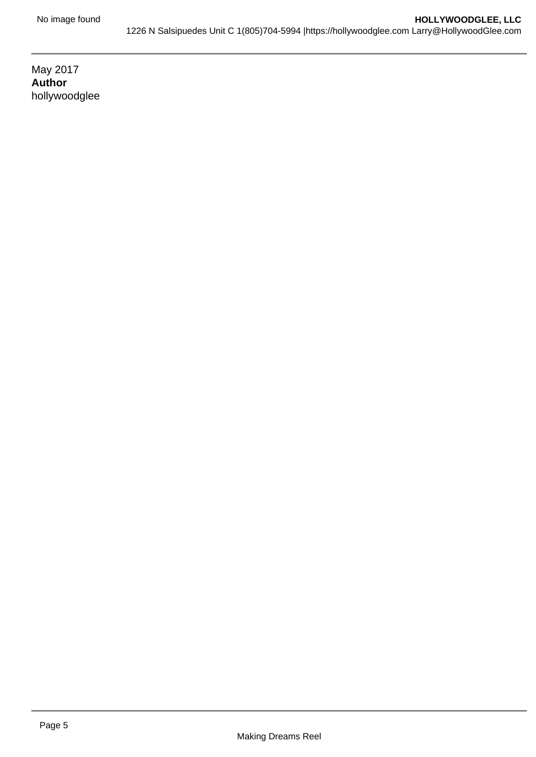May 2017
**Author**
hollywoodglee